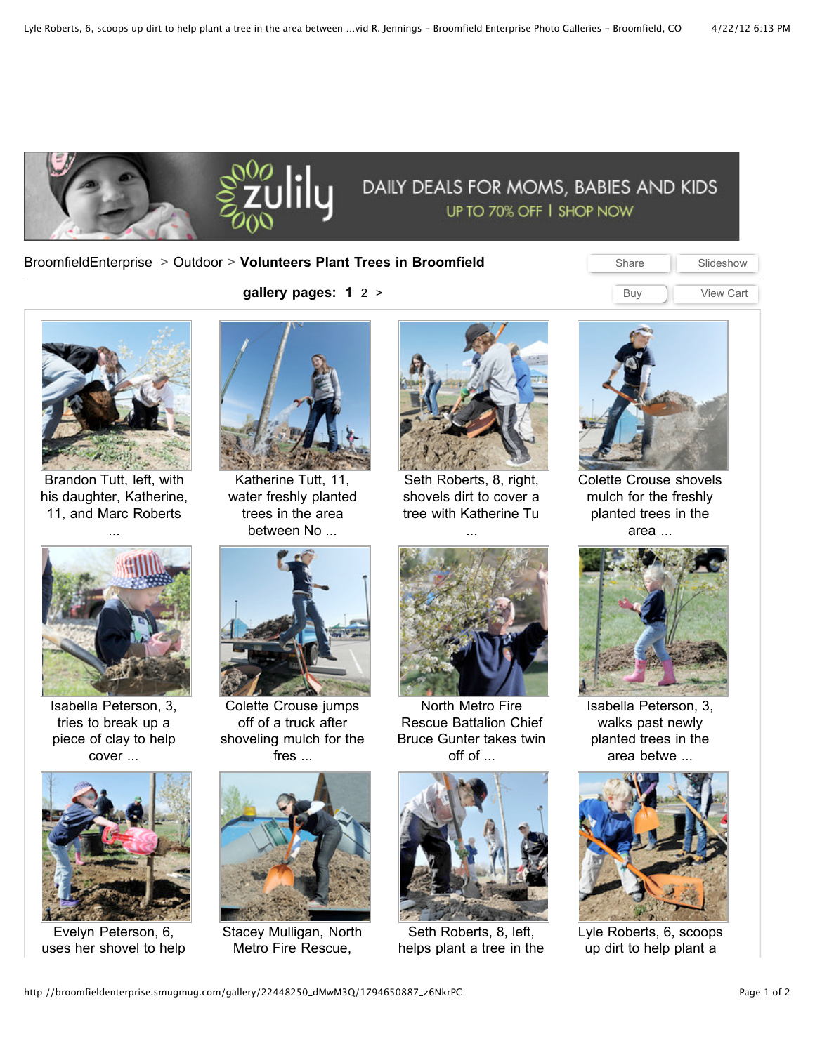DAILY DEALS FOR MOMS, BABIES AND KIDS
UP TO 70% OFF | SHOP NOW

BroomfieldEnterprise > Outdoor > **Volunteers Plant Trees in Broomfield**

Share | Slideshow

**gallery pages: 1** 2 >

Buy | View Cart

Brandon Tutt, left, with his daughter, Katherine, 11, and Marc Roberts ...

Katherine Tutt, 11, water freshly planted trees in the area between No ...

Seth Roberts, 8, right, shovels dirt to cover a tree with Katherine Tu ...

Colette Crouse shovels mulch for the freshly planted trees in the area ...

Isabella Peterson, 3, tries to break up a piece of clay to help cover ...

Colette Crouse jumps off of a truck after shoveling mulch for the fres ...

North Metro Fire Rescue Battalion Chief Bruce Gunter takes twin off of ...

Isabella Peterson, 3, walks past newly planted trees in the area betwe ...

Evelyn Peterson, 6, uses her shovel to help

Stacey Mulligan, North Metro Fire Rescue,

Seth Roberts, 8, left, helps plant a tree in the

Lyle Roberts, 6, scoops up dirt to help plant a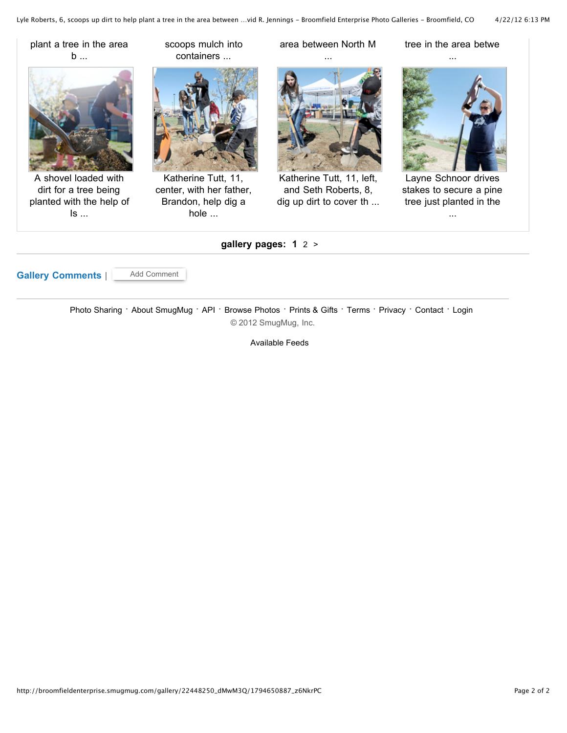plant a tree in the area b ...

scoops mulch into containers ...

area between North M ...

tree in the area betwe ...

A shovel loaded with dirt for a tree being planted with the help of Is ...

Katherine Tutt, 11, center, with her father, Brandon, help dig a hole ...

Katherine Tutt, 11, left, and Seth Roberts, 8, dig up dirt to cover th ...

Layne Schnoor drives stakes to secure a pine tree just planted in the ...

**gallery pages: 1** 2 >

**Gallery Comments** | Add Comment

Photo Sharing · About SmugMug · API · Browse Photos · Prints & Gifts · Terms · Privacy · Contact · Login

© 2012 SmugMug, Inc.

Available Feeds